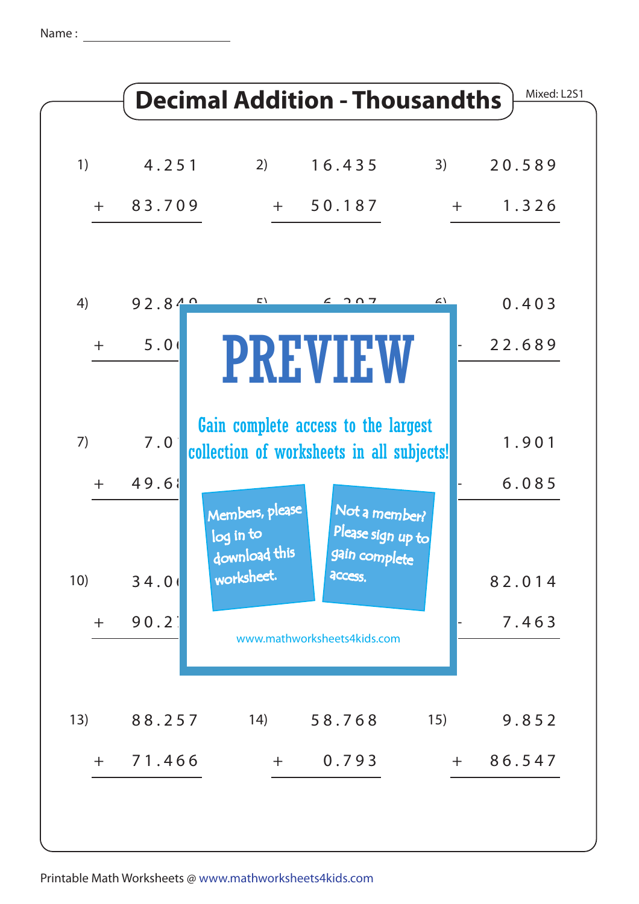Name : ____________________

# Decimal Addition - Thousandths

Mixed: L2S1

1) 4.251 + 83.709

2) 16.435 + 50.187

3) 20.589 + 1.326

4) 92.84? + 5.0?

5) 6.?9?

6) 0.403 + 22.689

7) 7.0? + 49.6?

9) 1.901 + 6.085

10) 34.0? + 90.2?

12) 82.014 + 7.463

PREVIEW

Gain complete access to the largest collection of worksheets in all subjects!

Members, please log in to download this worksheet.

Not a member? Please sign up to gain complete access.

www.mathworksheets4kids.com

13) 88.257 + 71.466

14) 58.768 + 0.793

15) 9.852 + 86.547

Printable Math Worksheets @ www.mathworksheets4kids.com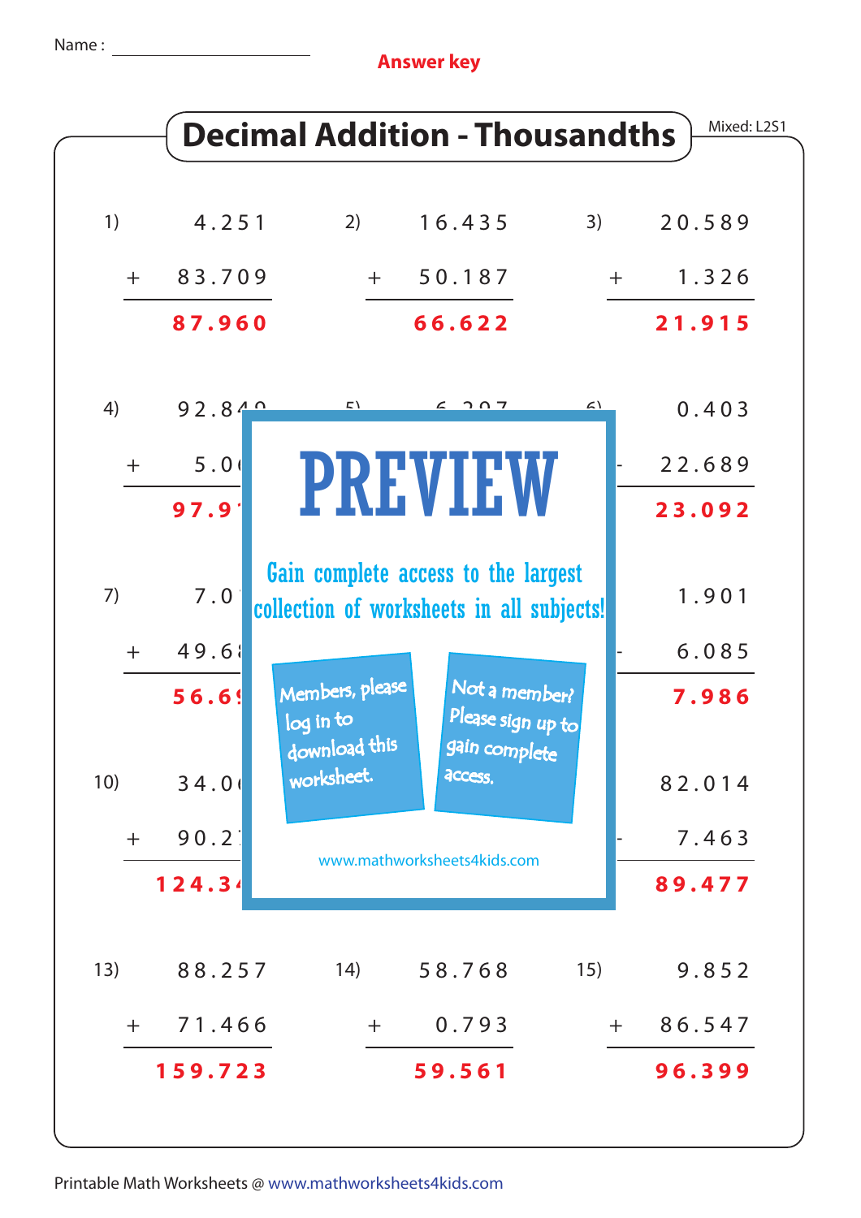Name : ____________________

**Answer key**

# Decimal Addition - Thousandths

Mixed: L2S1

1) 4.251 + 83.709 = **87.960**

2) 16.435 + 50.187 = **66.622**

3) 20.589 + 1.326 = **21.915**

4) 92.84… + 5.0… = **97.9…**

5) 6.297 + …

6) 0.403 + 22.689 = **23.092**

7) 7.0… + 49.6… = **56.6…**

9) 1.901 + 6.085 = **7.986**

10) 34.0… + 90.2… = **124.3…**

12) 82.014 + 7.463 = **89.477**

13) 88.257 + 71.466 = **159.723**

14) 58.768 + 0.793 = **59.561**

15) 9.852 + 86.547 = **96.399**

PREVIEW

Gain complete access to the largest collection of worksheets in all subjects!

Members, please log in to download this worksheet.

Not a member? Please sign up to gain complete access.

www.mathworksheets4kids.com

Printable Math Worksheets @ www.mathworksheets4kids.com